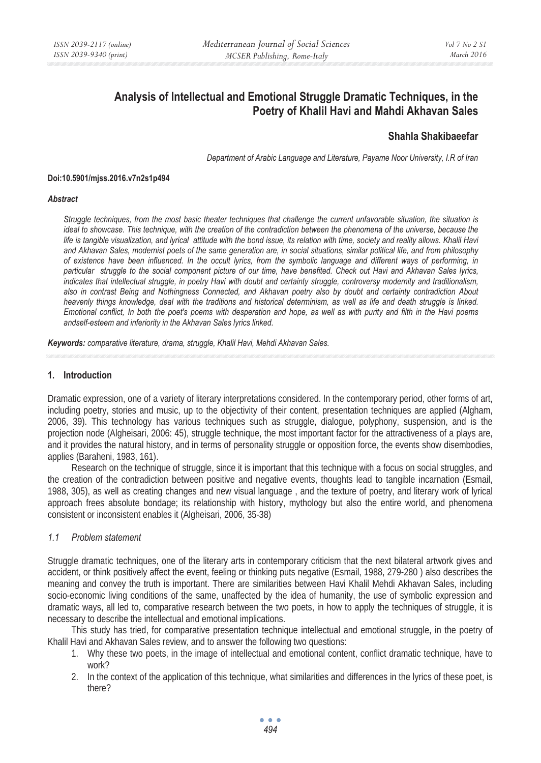# Analysis of Intellectual and Emotional Struggle Dramatic Techniques, in the Poetry of Khalil Havi and Mahdi Akhavan Sales

**Shahla Shakibaeefar**

*Department of Arabic Language and Literature, Payame Noor University, I.R of Iran*

**Doi:10.5901/mjss.2016.v7n2s1p494**

***Abstract***

*Struggle techniques, from the most basic theater techniques that challenge the current unfavorable situation, the situation is ideal to showcase. This technique, with the creation of the contradiction between the phenomena of the universe, because the life is tangible visualization, and lyrical attitude with the bond issue, its relation with time, society and reality allows. Khalil Havi and Akhavan Sales, modernist poets of the same generation are, in social situations, similar political life, and from philosophy of existence have been influenced. In the occult lyrics, from the symbolic language and different ways of performing, in particular struggle to the social component picture of our time, have benefited. Check out Havi and Akhavan Sales lyrics, indicates that intellectual struggle, in poetry Havi with doubt and certainty struggle, controversy modernity and traditionalism, also in contrast Being and Nothingness Connected, and Akhavan poetry also by doubt and certainty contradiction About heavenly things knowledge, deal with the traditions and historical determinism, as well as life and death struggle is linked. Emotional conflict, In both the poet's poems with desperation and hope, as well as with purity and filth in the Havi poems andself-esteem and inferiority in the Akhavan Sales lyrics linked.*

***Keywords:*** *comparative literature, drama, struggle, Khalil Havi, Mehdi Akhavan Sales.*

## 1. Introduction

Dramatic expression, one of a variety of literary interpretations considered. In the contemporary period, other forms of art, including poetry, stories and music, up to the objectivity of their content, presentation techniques are applied (Algham, 2006, 39). This technology has various techniques such as struggle, dialogue, polyphony, suspension, and is the projection node (Algheisari, 2006: 45), struggle technique, the most important factor for the attractiveness of a plays are, and it provides the natural history, and in terms of personality struggle or opposition force, the events show disembodies, applies (Baraheni, 1983, 161).

Research on the technique of struggle, since it is important that this technique with a focus on social struggles, and the creation of the contradiction between positive and negative events, thoughts lead to tangible incarnation (Esmail, 1988, 305), as well as creating changes and new visual language , and the texture of poetry, and literary work of lyrical approach frees absolute bondage; its relationship with history, mythology but also the entire world, and phenomena consistent or inconsistent enables it (Algheisari, 2006, 35-38)

### *1.1 Problem statement*

Struggle dramatic techniques, one of the literary arts in contemporary criticism that the next bilateral artwork gives and accident, or think positively affect the event, feeling or thinking puts negative (Esmail, 1988, 279-280 ) also describes the meaning and convey the truth is important. There are similarities between Havi Khalil Mehdi Akhavan Sales, including socio-economic living conditions of the same, unaffected by the idea of humanity, the use of symbolic expression and dramatic ways, all led to, comparative research between the two poets, in how to apply the techniques of struggle, it is necessary to describe the intellectual and emotional implications.

This study has tried, for comparative presentation technique intellectual and emotional struggle, in the poetry of Khalil Havi and Akhavan Sales review, and to answer the following two questions:

1. Why these two poets, in the image of intellectual and emotional content, conflict dramatic technique, have to work?
2. In the context of the application of this technique, what similarities and differences in the lyrics of these poet, is there?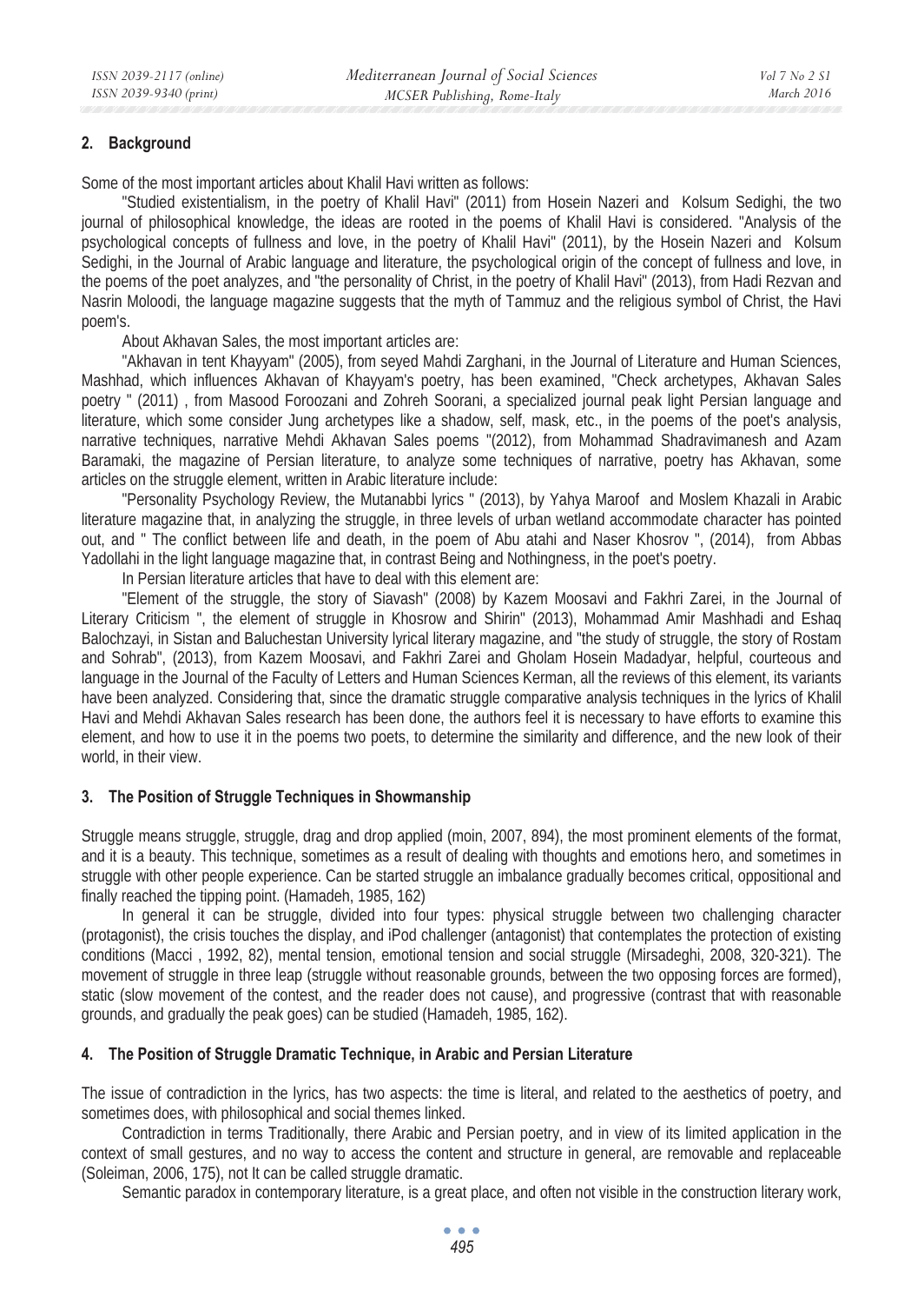## 2. Background

Some of the most important articles about Khalil Havi written as follows:

"Studied existentialism, in the poetry of Khalil Havi" (2011) from Hosein Nazeri and Kolsum Sedighi, the two journal of philosophical knowledge, the ideas are rooted in the poems of Khalil Havi is considered. "Analysis of the psychological concepts of fullness and love, in the poetry of Khalil Havi" (2011), by the Hosein Nazeri and Kolsum Sedighi, in the Journal of Arabic language and literature, the psychological origin of the concept of fullness and love, in the poems of the poet analyzes, and "the personality of Christ, in the poetry of Khalil Havi" (2013), from Hadi Rezvan and Nasrin Moloodi, the language magazine suggests that the myth of Tammuz and the religious symbol of Christ, the Havi poem's.

About Akhavan Sales, the most important articles are:

"Akhavan in tent Khayyam" (2005), from seyed Mahdi Zarghani, in the Journal of Literature and Human Sciences, Mashhad, which influences Akhavan of Khayyam's poetry, has been examined, "Check archetypes, Akhavan Sales poetry " (2011) , from Masood Foroozani and Zohreh Soorani, a specialized journal peak light Persian language and literature, which some consider Jung archetypes like a shadow, self, mask, etc., in the poems of the poet's analysis, narrative techniques, narrative Mehdi Akhavan Sales poems "(2012), from Mohammad Shadravimanesh and Azam Baramaki, the magazine of Persian literature, to analyze some techniques of narrative, poetry has Akhavan, some articles on the struggle element, written in Arabic literature include:

"Personality Psychology Review, the Mutanabbi lyrics " (2013), by Yahya Maroof and Moslem Khazali in Arabic literature magazine that, in analyzing the struggle, in three levels of urban wetland accommodate character has pointed out, and " The conflict between life and death, in the poem of Abu atahi and Naser Khosrov ", (2014), from Abbas Yadollahi in the light language magazine that, in contrast Being and Nothingness, in the poet's poetry.

In Persian literature articles that have to deal with this element are:

"Element of the struggle, the story of Siavash" (2008) by Kazem Moosavi and Fakhri Zarei, in the Journal of Literary Criticism ", the element of struggle in Khosrow and Shirin" (2013), Mohammad Amir Mashhadi and Eshaq Balochzayi, in Sistan and Baluchestan University lyrical literary magazine, and "the study of struggle, the story of Rostam and Sohrab", (2013), from Kazem Moosavi, and Fakhri Zarei and Gholam Hosein Madadyar, helpful, courteous and language in the Journal of the Faculty of Letters and Human Sciences Kerman, all the reviews of this element, its variants have been analyzed. Considering that, since the dramatic struggle comparative analysis techniques in the lyrics of Khalil Havi and Mehdi Akhavan Sales research has been done, the authors feel it is necessary to have efforts to examine this element, and how to use it in the poems two poets, to determine the similarity and difference, and the new look of their world, in their view.

## 3. The Position of Struggle Techniques in Showmanship

Struggle means struggle, struggle, drag and drop applied (moin, 2007, 894), the most prominent elements of the format, and it is a beauty. This technique, sometimes as a result of dealing with thoughts and emotions hero, and sometimes in struggle with other people experience. Can be started struggle an imbalance gradually becomes critical, oppositional and finally reached the tipping point. (Hamadeh, 1985, 162)

In general it can be struggle, divided into four types: physical struggle between two challenging character (protagonist), the crisis touches the display, and iPod challenger (antagonist) that contemplates the protection of existing conditions (Macci , 1992, 82), mental tension, emotional tension and social struggle (Mirsadeghi, 2008, 320-321). The movement of struggle in three leap (struggle without reasonable grounds, between the two opposing forces are formed), static (slow movement of the contest, and the reader does not cause), and progressive (contrast that with reasonable grounds, and gradually the peak goes) can be studied (Hamadeh, 1985, 162).

## 4. The Position of Struggle Dramatic Technique, in Arabic and Persian Literature

The issue of contradiction in the lyrics, has two aspects: the time is literal, and related to the aesthetics of poetry, and sometimes does, with philosophical and social themes linked.

Contradiction in terms Traditionally, there Arabic and Persian poetry, and in view of its limited application in the context of small gestures, and no way to access the content and structure in general, are removable and replaceable (Soleiman, 2006, 175), not It can be called struggle dramatic.

Semantic paradox in contemporary literature, is a great place, and often not visible in the construction literary work,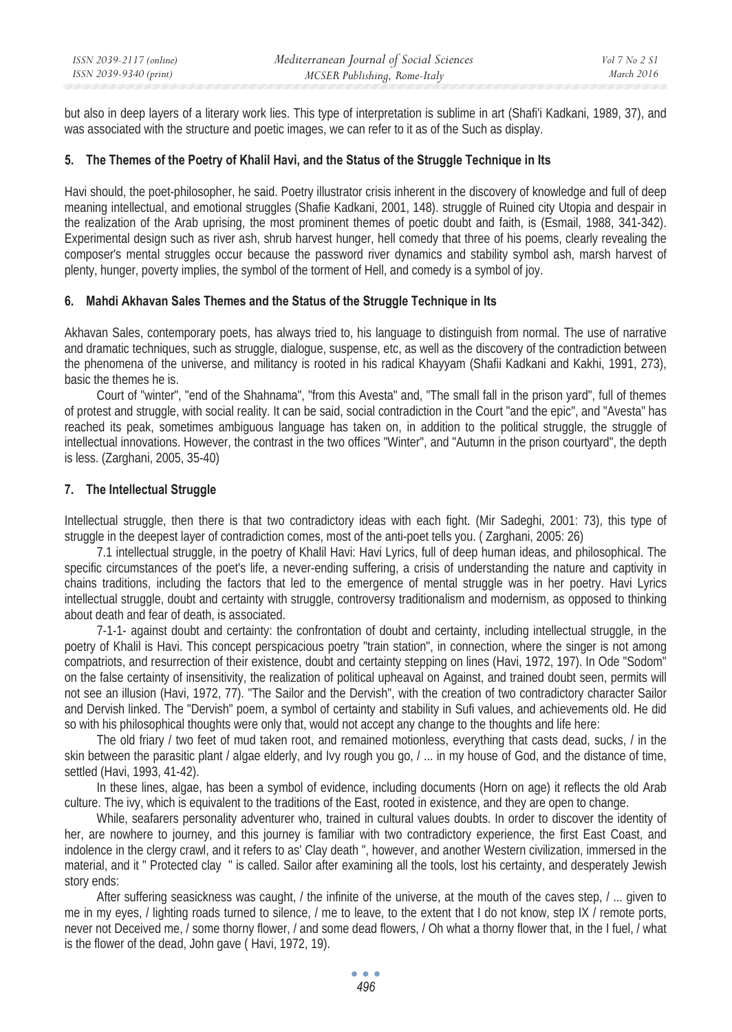but also in deep layers of a literary work lies. This type of interpretation is sublime in art (Shafi'i Kadkani, 1989, 37), and was associated with the structure and poetic images, we can refer to it as of the Such as display.

## 5. The Themes of the Poetry of Khalil Havi, and the Status of the Struggle Technique in Its

Havi should, the poet-philosopher, he said. Poetry illustrator crisis inherent in the discovery of knowledge and full of deep meaning intellectual, and emotional struggles (Shafie Kadkani, 2001, 148). struggle of Ruined city Utopia and despair in the realization of the Arab uprising, the most prominent themes of poetic doubt and faith, is (Esmail, 1988, 341-342). Experimental design such as river ash, shrub harvest hunger, hell comedy that three of his poems, clearly revealing the composer's mental struggles occur because the password river dynamics and stability symbol ash, marsh harvest of plenty, hunger, poverty implies, the symbol of the torment of Hell, and comedy is a symbol of joy.

## 6. Mahdi Akhavan Sales Themes and the Status of the Struggle Technique in Its

Akhavan Sales, contemporary poets, has always tried to, his language to distinguish from normal. The use of narrative and dramatic techniques, such as struggle, dialogue, suspense, etc, as well as the discovery of the contradiction between the phenomena of the universe, and militancy is rooted in his radical Khayyam (Shafii Kadkani and Kakhi, 1991, 273), basic the themes he is.

Court of "winter", "end of the Shahnama", "from this Avesta" and, "The small fall in the prison yard", full of themes of protest and struggle, with social reality. It can be said, social contradiction in the Court "and the epic", and "Avesta" has reached its peak, sometimes ambiguous language has taken on, in addition to the political struggle, the struggle of intellectual innovations. However, the contrast in the two offices "Winter", and "Autumn in the prison courtyard", the depth is less. (Zarghani, 2005, 35-40)

## 7. The Intellectual Struggle

Intellectual struggle, then there is that two contradictory ideas with each fight. (Mir Sadeghi, 2001: 73), this type of struggle in the deepest layer of contradiction comes, most of the anti-poet tells you. ( Zarghani, 2005: 26)

7.1 intellectual struggle, in the poetry of Khalil Havi: Havi Lyrics, full of deep human ideas, and philosophical. The specific circumstances of the poet's life, a never-ending suffering, a crisis of understanding the nature and captivity in chains traditions, including the factors that led to the emergence of mental struggle was in her poetry. Havi Lyrics intellectual struggle, doubt and certainty with struggle, controversy traditionalism and modernism, as opposed to thinking about death and fear of death, is associated.

7-1-1- against doubt and certainty: the confrontation of doubt and certainty, including intellectual struggle, in the poetry of Khalil is Havi. This concept perspicacious poetry "train station", in connection, where the singer is not among compatriots, and resurrection of their existence, doubt and certainty stepping on lines (Havi, 1972, 197). In Ode "Sodom" on the false certainty of insensitivity, the realization of political upheaval on Against, and trained doubt seen, permits will not see an illusion (Havi, 1972, 77). "The Sailor and the Dervish", with the creation of two contradictory character Sailor and Dervish linked. The "Dervish" poem, a symbol of certainty and stability in Sufi values, and achievements old. He did so with his philosophical thoughts were only that, would not accept any change to the thoughts and life here:

The old friary / two feet of mud taken root, and remained motionless, everything that casts dead, sucks, / in the skin between the parasitic plant / algae elderly, and Ivy rough you go, / ... in my house of God, and the distance of time, settled (Havi, 1993, 41-42).

In these lines, algae, has been a symbol of evidence, including documents (Horn on age) it reflects the old Arab culture. The ivy, which is equivalent to the traditions of the East, rooted in existence, and they are open to change.

While, seafarers personality adventurer who, trained in cultural values doubts. In order to discover the identity of her, are nowhere to journey, and this journey is familiar with two contradictory experience, the first East Coast, and indolence in the clergy crawl, and it refers to as' Clay death ", however, and another Western civilization, immersed in the material, and it " Protected clay " is called. Sailor after examining all the tools, lost his certainty, and desperately Jewish story ends:

After suffering seasickness was caught, / the infinite of the universe, at the mouth of the caves step, / ... given to me in my eyes, / lighting roads turned to silence, / me to leave, to the extent that I do not know, step IX / remote ports, never not Deceived me, / some thorny flower, / and some dead flowers, / Oh what a thorny flower that, in the I fuel, / what is the flower of the dead, John gave ( Havi, 1972, 19).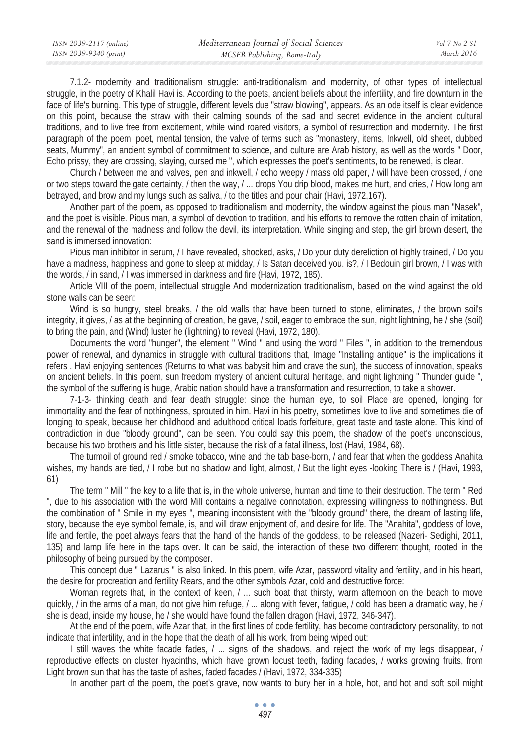7.1.2- modernity and traditionalism struggle: anti-traditionalism and modernity, of other types of intellectual struggle, in the poetry of Khalil Havi is. According to the poets, ancient beliefs about the infertility, and fire downturn in the face of life's burning. This type of struggle, different levels due "straw blowing", appears. As an ode itself is clear evidence on this point, because the straw with their calming sounds of the sad and secret evidence in the ancient cultural traditions, and to live free from excitement, while wind roared visitors, a symbol of resurrection and modernity. The first paragraph of the poem, poet, mental tension, the valve of terms such as "monastery, items, Inkwell, old sheet, dubbed seats, Mummy", an ancient symbol of commitment to science, and culture are Arab history, as well as the words " Door, Echo prissy, they are crossing, slaying, cursed me ", which expresses the poet's sentiments, to be renewed, is clear.

Church / between me and valves, pen and inkwell, / echo weepy / mass old paper, / will have been crossed, / one or two steps toward the gate certainty, / then the way, / ... drops You drip blood, makes me hurt, and cries, / How long am betrayed, and brow and my lungs such as saliva, / to the titles and pour chair (Havi, 1972,167).

Another part of the poem, as opposed to traditionalism and modernity, the window against the pious man "Nasek", and the poet is visible. Pious man, a symbol of devotion to tradition, and his efforts to remove the rotten chain of imitation, and the renewal of the madness and follow the devil, its interpretation. While singing and step, the girl brown desert, the sand is immersed innovation:

Pious man inhibitor in serum, / I have revealed, shocked, asks, / Do your duty dereliction of highly trained, / Do you have a madness, happiness and gone to sleep at midday, / Is Satan deceived you. is?, / I Bedouin girl brown, / I was with the words, / in sand, / I was immersed in darkness and fire (Havi, 1972, 185).

Article VIII of the poem, intellectual struggle And modernization traditionalism, based on the wind against the old stone walls can be seen:

Wind is so hungry, steel breaks, / the old walls that have been turned to stone, eliminates, / the brown soil's integrity, it gives, / as at the beginning of creation, he gave, / soil, eager to embrace the sun, night lightning, he / she (soil) to bring the pain, and (Wind) luster he (lightning) to reveal (Havi, 1972, 180).

Documents the word "hunger", the element " Wind " and using the word " Files ", in addition to the tremendous power of renewal, and dynamics in struggle with cultural traditions that, Image "Installing antique" is the implications it refers . Havi enjoying sentences (Returns to what was babysit him and crave the sun), the success of innovation, speaks on ancient beliefs. In this poem, sun freedom mystery of ancient cultural heritage, and night lightning " Thunder guide ", the symbol of the suffering is huge, Arabic nation should have a transformation and resurrection, to take a shower.

7-1-3- thinking death and fear death struggle: since the human eye, to soil Place are opened, longing for immortality and the fear of nothingness, sprouted in him. Havi in his poetry, sometimes love to live and sometimes die of longing to speak, because her childhood and adulthood critical loads forfeiture, great taste and taste alone. This kind of contradiction in due "bloody ground", can be seen. You could say this poem, the shadow of the poet's unconscious, because his two brothers and his little sister, because the risk of a fatal illness, lost (Havi, 1984, 68).

The turmoil of ground red / smoke tobacco, wine and the tab base-born, / and fear that when the goddess Anahita wishes, my hands are tied, / I robe but no shadow and light, almost, / But the light eyes -looking There is / (Havi, 1993, 61)

The term " Mill " the key to a life that is, in the whole universe, human and time to their destruction. The term " Red ", due to his association with the word Mill contains a negative connotation, expressing willingness to nothingness. But the combination of " Smile in my eyes ", meaning inconsistent with the "bloody ground" there, the dream of lasting life, story, because the eye symbol female, is, and will draw enjoyment of, and desire for life. The "Anahita", goddess of love, life and fertile, the poet always fears that the hand of the hands of the goddess, to be released (Nazeri- Sedighi, 2011, 135) and lamp life here in the taps over. It can be said, the interaction of these two different thought, rooted in the philosophy of being pursued by the composer.

This concept due " Lazarus " is also linked. In this poem, wife Azar, password vitality and fertility, and in his heart, the desire for procreation and fertility Rears, and the other symbols Azar, cold and destructive force:

Woman regrets that, in the context of keen, / ... such boat that thirsty, warm afternoon on the beach to move quickly, / in the arms of a man, do not give him refuge, / ... along with fever, fatigue, / cold has been a dramatic way, he / she is dead, inside my house, he / she would have found the fallen dragon (Havi, 1972, 346-347).

At the end of the poem, wife Azar that, in the first lines of code fertility, has become contradictory personality, to not indicate that infertility, and in the hope that the death of all his work, from being wiped out:

I still waves the white facade fades, / ... signs of the shadows, and reject the work of my legs disappear, / reproductive effects on cluster hyacinths, which have grown locust teeth, fading facades, / works growing fruits, from Light brown sun that has the taste of ashes, faded facades / (Havi, 1972, 334-335)

In another part of the poem, the poet's grave, now wants to bury her in a hole, hot, and hot and soft soil might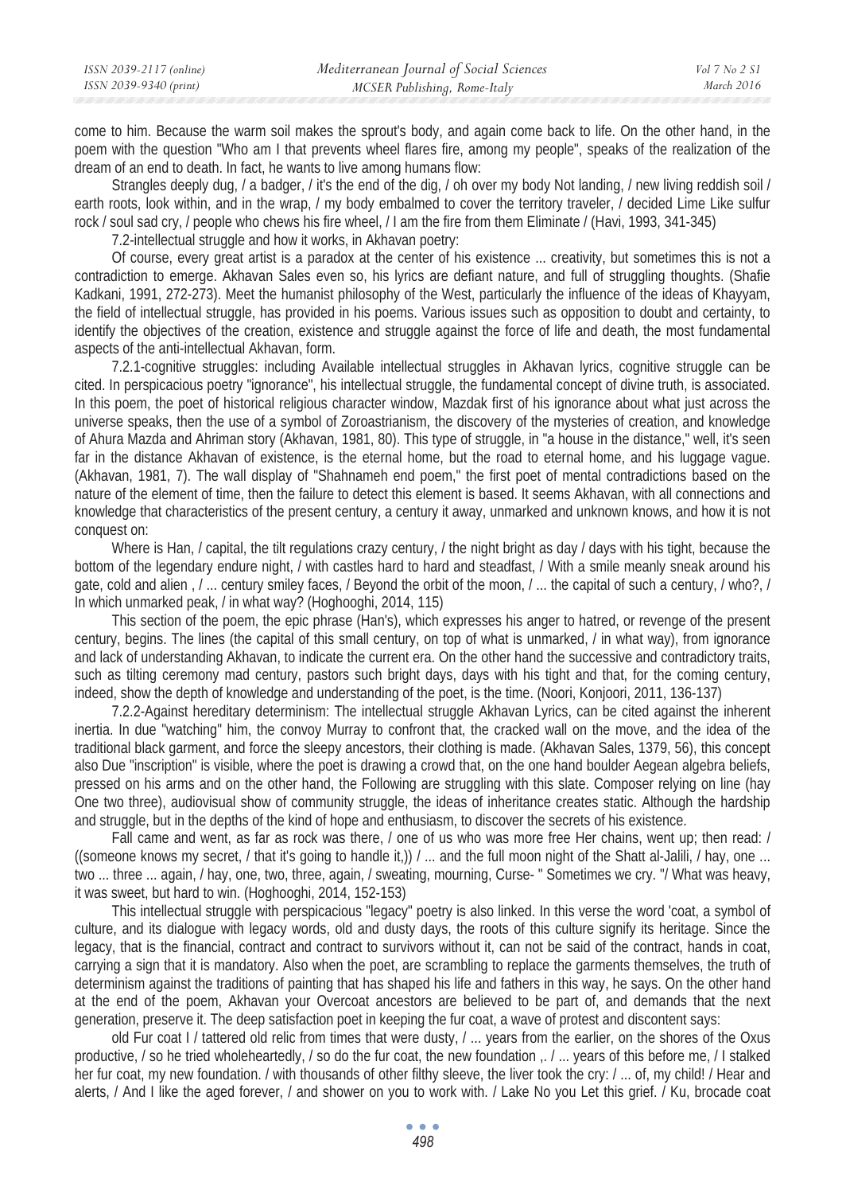come to him. Because the warm soil makes the sprout's body, and again come back to life. On the other hand, in the poem with the question "Who am I that prevents wheel flares fire, among my people", speaks of the realization of the dream of an end to death. In fact, he wants to live among humans flow:

Strangles deeply dug, / a badger, / it's the end of the dig, / oh over my body Not landing, / new living reddish soil / earth roots, look within, and in the wrap, / my body embalmed to cover the territory traveler, / decided Lime Like sulfur rock / soul sad cry, / people who chews his fire wheel, / I am the fire from them Eliminate / (Havi, 1993, 341-345)

7.2-intellectual struggle and how it works, in Akhavan poetry:

Of course, every great artist is a paradox at the center of his existence ... creativity, but sometimes this is not a contradiction to emerge. Akhavan Sales even so, his lyrics are defiant nature, and full of struggling thoughts. (Shafie Kadkani, 1991, 272-273). Meet the humanist philosophy of the West, particularly the influence of the ideas of Khayyam, the field of intellectual struggle, has provided in his poems. Various issues such as opposition to doubt and certainty, to identify the objectives of the creation, existence and struggle against the force of life and death, the most fundamental aspects of the anti-intellectual Akhavan, form.

7.2.1-cognitive struggles: including Available intellectual struggles in Akhavan lyrics, cognitive struggle can be cited. In perspicacious poetry "ignorance", his intellectual struggle, the fundamental concept of divine truth, is associated. In this poem, the poet of historical religious character window, Mazdak first of his ignorance about what just across the universe speaks, then the use of a symbol of Zoroastrianism, the discovery of the mysteries of creation, and knowledge of Ahura Mazda and Ahriman story (Akhavan, 1981, 80). This type of struggle, in "a house in the distance," well, it's seen far in the distance Akhavan of existence, is the eternal home, but the road to eternal home, and his luggage vague. (Akhavan, 1981, 7). The wall display of "Shahnameh end poem," the first poet of mental contradictions based on the nature of the element of time, then the failure to detect this element is based. It seems Akhavan, with all connections and knowledge that characteristics of the present century, a century it away, unmarked and unknown knows, and how it is not conquest on:

Where is Han, / capital, the tilt regulations crazy century, / the night bright as day / days with his tight, because the bottom of the legendary endure night, / with castles hard to hard and steadfast, / With a smile meanly sneak around his gate, cold and alien , / ... century smiley faces, / Beyond the orbit of the moon, / ... the capital of such a century, / who?, / In which unmarked peak, / in what way? (Hoghooghi, 2014, 115)

This section of the poem, the epic phrase (Han's), which expresses his anger to hatred, or revenge of the present century, begins. The lines (the capital of this small century, on top of what is unmarked, / in what way), from ignorance and lack of understanding Akhavan, to indicate the current era. On the other hand the successive and contradictory traits, such as tilting ceremony mad century, pastors such bright days, days with his tight and that, for the coming century, indeed, show the depth of knowledge and understanding of the poet, is the time. (Noori, Konjoori, 2011, 136-137)

7.2.2-Against hereditary determinism: The intellectual struggle Akhavan Lyrics, can be cited against the inherent inertia. In due "watching" him, the convoy Murray to confront that, the cracked wall on the move, and the idea of the traditional black garment, and force the sleepy ancestors, their clothing is made. (Akhavan Sales, 1379, 56), this concept also Due "inscription" is visible, where the poet is drawing a crowd that, on the one hand boulder Aegean algebra beliefs, pressed on his arms and on the other hand, the Following are struggling with this slate. Composer relying on line (hay One two three), audiovisual show of community struggle, the ideas of inheritance creates static. Although the hardship and struggle, but in the depths of the kind of hope and enthusiasm, to discover the secrets of his existence.

Fall came and went, as far as rock was there, / one of us who was more free Her chains, went up; then read: / ((someone knows my secret, / that it's going to handle it,)) / ... and the full moon night of the Shatt al-Jalili, / hay, one ... two ... three ... again, / hay, one, two, three, again, / sweating, mourning, Curse- " Sometimes we cry. "/ What was heavy, it was sweet, but hard to win. (Hoghooghi, 2014, 152-153)

This intellectual struggle with perspicacious "legacy" poetry is also linked. In this verse the word 'coat, a symbol of culture, and its dialogue with legacy words, old and dusty days, the roots of this culture signify its heritage. Since the legacy, that is the financial, contract and contract to survivors without it, can not be said of the contract, hands in coat, carrying a sign that it is mandatory. Also when the poet, are scrambling to replace the garments themselves, the truth of determinism against the traditions of painting that has shaped his life and fathers in this way, he says. On the other hand at the end of the poem, Akhavan your Overcoat ancestors are believed to be part of, and demands that the next generation, preserve it. The deep satisfaction poet in keeping the fur coat, a wave of protest and discontent says:

old Fur coat I / tattered old relic from times that were dusty, / ... years from the earlier, on the shores of the Oxus productive, / so he tried wholeheartedly, / so do the fur coat, the new foundation ,. / ... years of this before me, / I stalked her fur coat, my new foundation. / with thousands of other filthy sleeve, the liver took the cry: / ... of, my child! / Hear and alerts, / And I like the aged forever, / and shower on you to work with. / Lake No you Let this grief. / Ku, brocade coat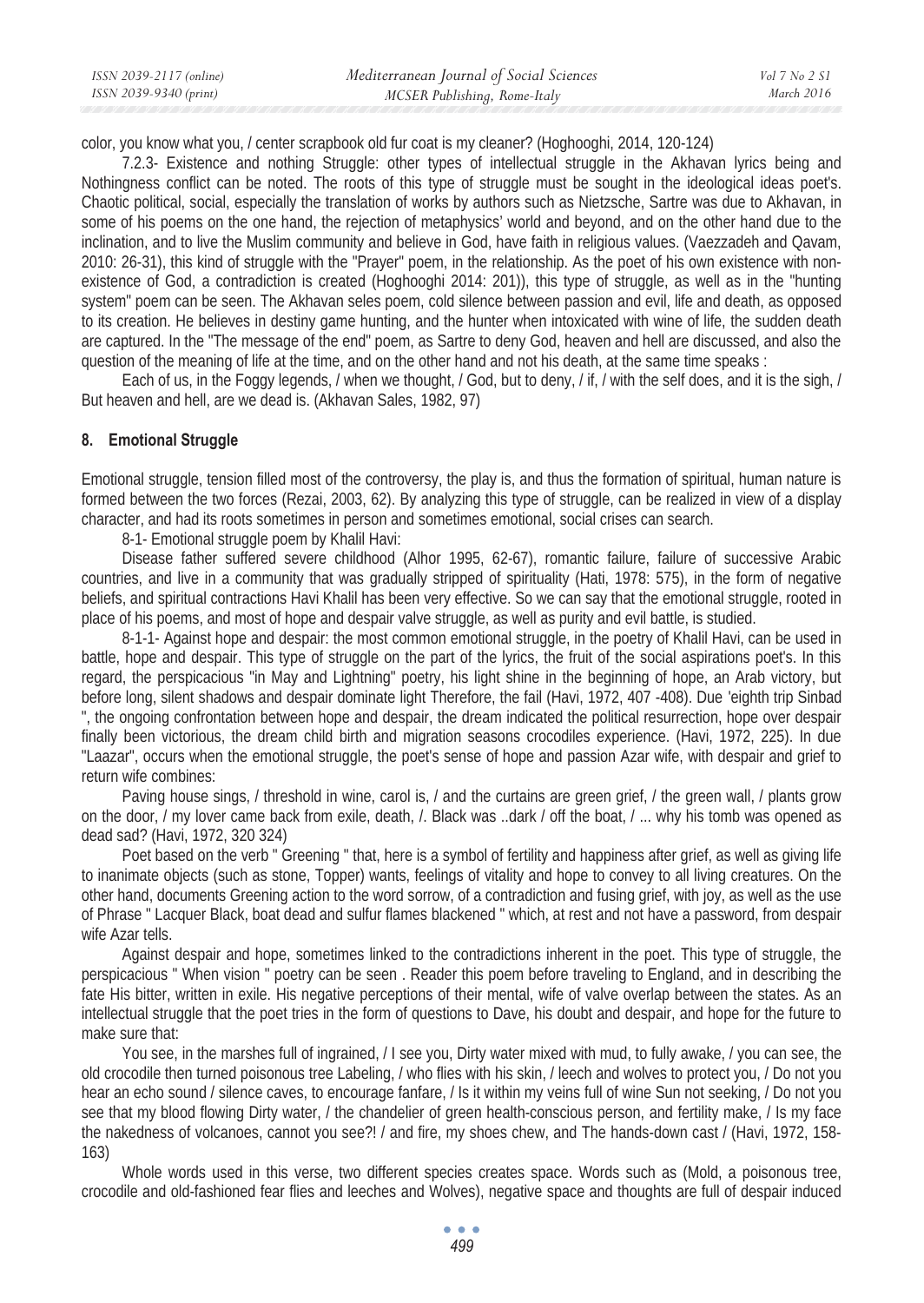color, you know what you, / center scrapbook old fur coat is my cleaner? (Hoghooghi, 2014, 120-124)

7.2.3- Existence and nothing Struggle: other types of intellectual struggle in the Akhavan lyrics being and Nothingness conflict can be noted. The roots of this type of struggle must be sought in the ideological ideas poet's. Chaotic political, social, especially the translation of works by authors such as Nietzsche, Sartre was due to Akhavan, in some of his poems on the one hand, the rejection of metaphysics' world and beyond, and on the other hand due to the inclination, and to live the Muslim community and believe in God, have faith in religious values. (Vaezzadeh and Qavam, 2010: 26-31), this kind of struggle with the "Prayer" poem, in the relationship. As the poet of his own existence with non-existence of God, a contradiction is created (Hoghooghi 2014: 201)), this type of struggle, as well as in the "hunting system" poem can be seen. The Akhavan seles poem, cold silence between passion and evil, life and death, as opposed to its creation. He believes in destiny game hunting, and the hunter when intoxicated with wine of life, the sudden death are captured. In the "The message of the end" poem, as Sartre to deny God, heaven and hell are discussed, and also the question of the meaning of life at the time, and on the other hand and not his death, at the same time speaks :

Each of us, in the Foggy legends, / when we thought, / God, but to deny, / if, / with the self does, and it is the sigh, / But heaven and hell, are we dead is. (Akhavan Sales, 1982, 97)

## 8. Emotional Struggle

Emotional struggle, tension filled most of the controversy, the play is, and thus the formation of spiritual, human nature is formed between the two forces (Rezai, 2003, 62). By analyzing this type of struggle, can be realized in view of a display character, and had its roots sometimes in person and sometimes emotional, social crises can search.

8-1- Emotional struggle poem by Khalil Havi:

Disease father suffered severe childhood (Alhor 1995, 62-67), romantic failure, failure of successive Arabic countries, and live in a community that was gradually stripped of spirituality (Hati, 1978: 575), in the form of negative beliefs, and spiritual contractions Havi Khalil has been very effective. So we can say that the emotional struggle, rooted in place of his poems, and most of hope and despair valve struggle, as well as purity and evil battle, is studied.

8-1-1- Against hope and despair: the most common emotional struggle, in the poetry of Khalil Havi, can be used in battle, hope and despair. This type of struggle on the part of the lyrics, the fruit of the social aspirations poet's. In this regard, the perspicacious "in May and Lightning" poetry, his light shine in the beginning of hope, an Arab victory, but before long, silent shadows and despair dominate light Therefore, the fail (Havi, 1972, 407 -408). Due 'eighth trip Sinbad ", the ongoing confrontation between hope and despair, the dream indicated the political resurrection, hope over despair finally been victorious, the dream child birth and migration seasons crocodiles experience. (Havi, 1972, 225). In due "Laazar", occurs when the emotional struggle, the poet's sense of hope and passion Azar wife, with despair and grief to return wife combines:

Paving house sings, / threshold in wine, carol is, / and the curtains are green grief, / the green wall, / plants grow on the door, / my lover came back from exile, death, /. Black was ..dark / off the boat, / ... why his tomb was opened as dead sad? (Havi, 1972, 320 324)

Poet based on the verb " Greening " that, here is a symbol of fertility and happiness after grief, as well as giving life to inanimate objects (such as stone, Topper) wants, feelings of vitality and hope to convey to all living creatures. On the other hand, documents Greening action to the word sorrow, of a contradiction and fusing grief, with joy, as well as the use of Phrase " Lacquer Black, boat dead and sulfur flames blackened " which, at rest and not have a password, from despair wife Azar tells.

Against despair and hope, sometimes linked to the contradictions inherent in the poet. This type of struggle, the perspicacious " When vision " poetry can be seen . Reader this poem before traveling to England, and in describing the fate His bitter, written in exile. His negative perceptions of their mental, wife of valve overlap between the states. As an intellectual struggle that the poet tries in the form of questions to Dave, his doubt and despair, and hope for the future to make sure that:

You see, in the marshes full of ingrained, / I see you, Dirty water mixed with mud, to fully awake, / you can see, the old crocodile then turned poisonous tree Labeling, / who flies with his skin, / leech and wolves to protect you, / Do not you hear an echo sound / silence caves, to encourage fanfare, / Is it within my veins full of wine Sun not seeking, / Do not you see that my blood flowing Dirty water, / the chandelier of green health-conscious person, and fertility make, / Is my face the nakedness of volcanoes, cannot you see?! / and fire, my shoes chew, and The hands-down cast / (Havi, 1972, 158-163)

Whole words used in this verse, two different species creates space. Words such as (Mold, a poisonous tree, crocodile and old-fashioned fear flies and leeches and Wolves), negative space and thoughts are full of despair induced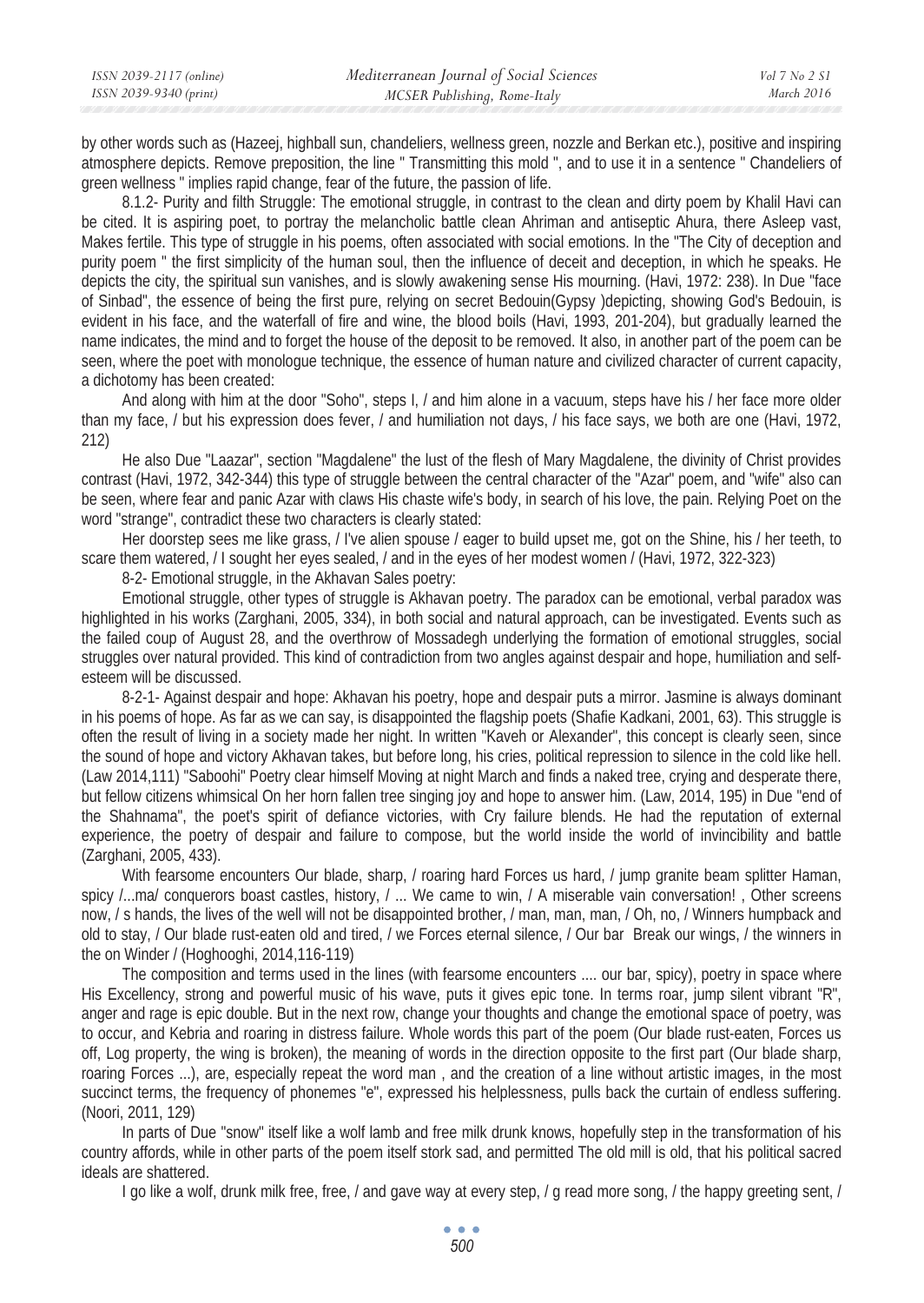by other words such as (Hazeej, highball sun, chandeliers, wellness green, nozzle and Berkan etc.), positive and inspiring atmosphere depicts. Remove preposition, the line " Transmitting this mold ", and to use it in a sentence " Chandeliers of green wellness " implies rapid change, fear of the future, the passion of life.

8.1.2- Purity and filth Struggle: The emotional struggle, in contrast to the clean and dirty poem by Khalil Havi can be cited. It is aspiring poet, to portray the melancholic battle clean Ahriman and antiseptic Ahura, there Asleep vast, Makes fertile. This type of struggle in his poems, often associated with social emotions. In the "The City of deception and purity poem " the first simplicity of the human soul, then the influence of deceit and deception, in which he speaks. He depicts the city, the spiritual sun vanishes, and is slowly awakening sense His mourning. (Havi, 1972: 238). In Due "face of Sinbad", the essence of being the first pure, relying on secret Bedouin(Gypsy )depicting, showing God's Bedouin, is evident in his face, and the waterfall of fire and wine, the blood boils (Havi, 1993, 201-204), but gradually learned the name indicates, the mind and to forget the house of the deposit to be removed. It also, in another part of the poem can be seen, where the poet with monologue technique, the essence of human nature and civilized character of current capacity, a dichotomy has been created:

And along with him at the door "Soho", steps I, / and him alone in a vacuum, steps have his / her face more older than my face, / but his expression does fever, / and humiliation not days, / his face says, we both are one (Havi, 1972, 212)

He also Due "Laazar", section "Magdalene" the lust of the flesh of Mary Magdalene, the divinity of Christ provides contrast (Havi, 1972, 342-344) this type of struggle between the central character of the "Azar" poem, and "wife" also can be seen, where fear and panic Azar with claws His chaste wife's body, in search of his love, the pain. Relying Poet on the word "strange", contradict these two characters is clearly stated:

Her doorstep sees me like grass, / I've alien spouse / eager to build upset me, got on the Shine, his / her teeth, to scare them watered, / I sought her eyes sealed, / and in the eyes of her modest women / (Havi, 1972, 322-323)

8-2- Emotional struggle, in the Akhavan Sales poetry:

Emotional struggle, other types of struggle is Akhavan poetry. The paradox can be emotional, verbal paradox was highlighted in his works (Zarghani, 2005, 334), in both social and natural approach, can be investigated. Events such as the failed coup of August 28, and the overthrow of Mossadegh underlying the formation of emotional struggles, social struggles over natural provided. This kind of contradiction from two angles against despair and hope, humiliation and self-esteem will be discussed.

8-2-1- Against despair and hope: Akhavan his poetry, hope and despair puts a mirror. Jasmine is always dominant in his poems of hope. As far as we can say, is disappointed the flagship poets (Shafie Kadkani, 2001, 63). This struggle is often the result of living in a society made her night. In written "Kaveh or Alexander", this concept is clearly seen, since the sound of hope and victory Akhavan takes, but before long, his cries, political repression to silence in the cold like hell. (Law 2014,111) "Saboohi" Poetry clear himself Moving at night March and finds a naked tree, crying and desperate there, but fellow citizens whimsical On her horn fallen tree singing joy and hope to answer him. (Law, 2014, 195) in Due "end of the Shahnama", the poet's spirit of defiance victories, with Cry failure blends. He had the reputation of external experience, the poetry of despair and failure to compose, but the world inside the world of invincibility and battle (Zarghani, 2005, 433).

With fearsome encounters Our blade, sharp, / roaring hard Forces us hard, / jump granite beam splitter Haman, spicy /...ma/ conquerors boast castles, history, / ... We came to win, / A miserable vain conversation! , Other screens now, / s hands, the lives of the well will not be disappointed brother, / man, man, man, / Oh, no, / Winners humpback and old to stay, / Our blade rust-eaten old and tired, / we Forces eternal silence, / Our bar Break our wings, / the winners in the on Winder / (Hoghooghi, 2014,116-119)

The composition and terms used in the lines (with fearsome encounters .... our bar, spicy), poetry in space where His Excellency, strong and powerful music of his wave, puts it gives epic tone. In terms roar, jump silent vibrant "R", anger and rage is epic double. But in the next row, change your thoughts and change the emotional space of poetry, was to occur, and Kebria and roaring in distress failure. Whole words this part of the poem (Our blade rust-eaten, Forces us off, Log property, the wing is broken), the meaning of words in the direction opposite to the first part (Our blade sharp, roaring Forces ...), are, especially repeat the word man , and the creation of a line without artistic images, in the most succinct terms, the frequency of phonemes "e", expressed his helplessness, pulls back the curtain of endless suffering. (Noori, 2011, 129)

In parts of Due "snow" itself like a wolf lamb and free milk drunk knows, hopefully step in the transformation of his country affords, while in other parts of the poem itself stork sad, and permitted The old mill is old, that his political sacred ideals are shattered.

I go like a wolf, drunk milk free, free, / and gave way at every step, / g read more song, / the happy greeting sent, /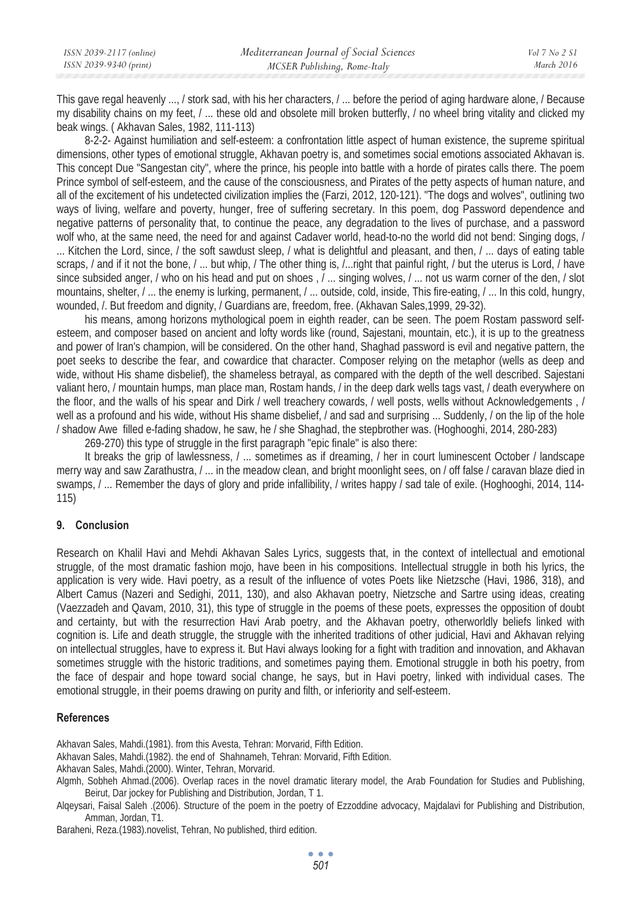This gave regal heavenly ..., / stork sad, with his her characters, / ... before the period of aging hardware alone, / Because my disability chains on my feet, / ... these old and obsolete mill broken butterfly, / no wheel bring vitality and clicked my beak wings. ( Akhavan Sales, 1982, 111-113)

8-2-2- Against humiliation and self-esteem: a confrontation little aspect of human existence, the supreme spiritual dimensions, other types of emotional struggle, Akhavan poetry is, and sometimes social emotions associated Akhavan is. This concept Due "Sangestan city", where the prince, his people into battle with a horde of pirates calls there. The poem Prince symbol of self-esteem, and the cause of the consciousness, and Pirates of the petty aspects of human nature, and all of the excitement of his undetected civilization implies the (Farzi, 2012, 120-121). "The dogs and wolves", outlining two ways of living, welfare and poverty, hunger, free of suffering secretary. In this poem, dog Password dependence and negative patterns of personality that, to continue the peace, any degradation to the lives of purchase, and a password wolf who, at the same need, the need for and against Cadaver world, head-to-no the world did not bend: Singing dogs, / ... Kitchen the Lord, since, / the soft sawdust sleep, / what is delightful and pleasant, and then, / ... days of eating table scraps, / and if it not the bone, / ... but whip, / The other thing is, /...right that painful right, / but the uterus is Lord, / have since subsided anger, / who on his head and put on shoes , / ... singing wolves, / ... not us warm corner of the den, / slot mountains, shelter, / ... the enemy is lurking, permanent, / ... outside, cold, inside, This fire-eating, / ... In this cold, hungry, wounded, /. But freedom and dignity, / Guardians are, freedom, free. (Akhavan Sales,1999, 29-32).

his means, among horizons mythological poem in eighth reader, can be seen. The poem Rostam password self-esteem, and composer based on ancient and lofty words like (round, Sajestani, mountain, etc.), it is up to the greatness and power of Iran's champion, will be considered. On the other hand, Shaghad password is evil and negative pattern, the poet seeks to describe the fear, and cowardice that character. Composer relying on the metaphor (wells as deep and wide, without His shame disbelief), the shameless betrayal, as compared with the depth of the well described. Sajestani valiant hero, / mountain humps, man place man, Rostam hands, / in the deep dark wells tags vast, / death everywhere on the floor, and the walls of his spear and Dirk / well treachery cowards, / well posts, wells without Acknowledgements , / well as a profound and his wide, without His shame disbelief, / and sad and surprising ... Suddenly, / on the lip of the hole / shadow Awe filled e-fading shadow, he saw, he / she Shaghad, the stepbrother was. (Hoghooghi, 2014, 280-283)

269-270) this type of struggle in the first paragraph "epic finale" is also there:

It breaks the grip of lawlessness, / ... sometimes as if dreaming, / her in court luminescent October / landscape merry way and saw Zarathustra, / ... in the meadow clean, and bright moonlight sees, on / off false / caravan blaze died in swamps, / ... Remember the days of glory and pride infallibility, / writes happy / sad tale of exile. (Hoghooghi, 2014, 114-115)

## 9. Conclusion

Research on Khalil Havi and Mehdi Akhavan Sales Lyrics, suggests that, in the context of intellectual and emotional struggle, of the most dramatic fashion mojo, have been in his compositions. Intellectual struggle in both his lyrics, the application is very wide. Havi poetry, as a result of the influence of votes Poets like Nietzsche (Havi, 1986, 318), and Albert Camus (Nazeri and Sedighi, 2011, 130), and also Akhavan poetry, Nietzsche and Sartre using ideas, creating (Vaezzadeh and Qavam, 2010, 31), this type of struggle in the poems of these poets, expresses the opposition of doubt and certainty, but with the resurrection Havi Arab poetry, and the Akhavan poetry, otherworldly beliefs linked with cognition is. Life and death struggle, the struggle with the inherited traditions of other judicial, Havi and Akhavan relying on intellectual struggles, have to express it. But Havi always looking for a fight with tradition and innovation, and Akhavan sometimes struggle with the historic traditions, and sometimes paying them. Emotional struggle in both his poetry, from the face of despair and hope toward social change, he says, but in Havi poetry, linked with individual cases. The emotional struggle, in their poems drawing on purity and filth, or inferiority and self-esteem.

## References

Akhavan Sales, Mahdi.(1981). from this Avesta, Tehran: Morvarid, Fifth Edition.

Akhavan Sales, Mahdi.(1982). the end of Shahnameh, Tehran: Morvarid, Fifth Edition.

Akhavan Sales, Mahdi.(2000). Winter, Tehran, Morvarid.

Algmh, Sobheh Ahmad.(2006). Overlap races in the novel dramatic literary model, the Arab Foundation for Studies and Publishing, Beirut, Dar jockey for Publishing and Distribution, Jordan, T 1.

Alqeysari, Faisal Saleh .(2006). Structure of the poem in the poetry of Ezzoddine advocacy, Majdalavi for Publishing and Distribution, Amman, Jordan, T1.

Baraheni, Reza.(1983).novelist, Tehran, No published, third edition.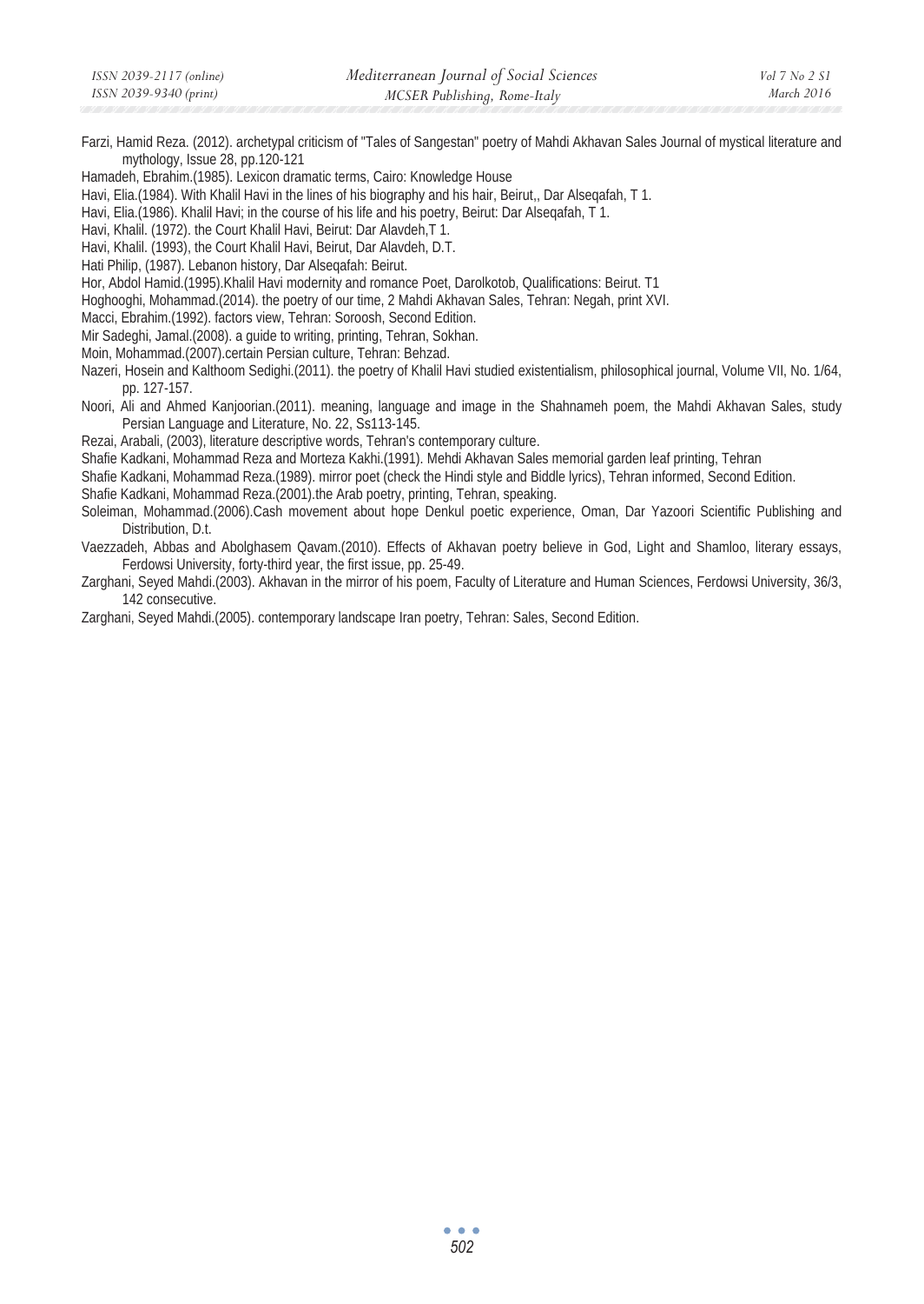Farzi, Hamid Reza. (2012). archetypal criticism of "Tales of Sangestan" poetry of Mahdi Akhavan Sales Journal of mystical literature and mythology, Issue 28, pp.120-121

Hamadeh, Ebrahim.(1985). Lexicon dramatic terms, Cairo: Knowledge House

Havi, Elia.(1984). With Khalil Havi in the lines of his biography and his hair, Beirut,, Dar Alseqafah, T 1.

Havi, Elia.(1986). Khalil Havi; in the course of his life and his poetry, Beirut: Dar Alseqafah, T 1.

Havi, Khalil. (1972). the Court Khalil Havi, Beirut: Dar Alavdeh,T 1.

Havi, Khalil. (1993), the Court Khalil Havi, Beirut, Dar Alavdeh, D.T.

Hati Philip, (1987). Lebanon history, Dar Alseqafah: Beirut.

Hor, Abdol Hamid.(1995).Khalil Havi modernity and romance Poet, Darolkotob, Qualifications: Beirut. T1

Hoghooghi, Mohammad.(2014). the poetry of our time, 2 Mahdi Akhavan Sales, Tehran: Negah, print XVI.

Macci, Ebrahim.(1992). factors view, Tehran: Soroosh, Second Edition.

Mir Sadeghi, Jamal.(2008). a guide to writing, printing, Tehran, Sokhan.

Moin, Mohammad.(2007).certain Persian culture, Tehran: Behzad.

Nazeri, Hosein and Kalthoom Sedighi.(2011). the poetry of Khalil Havi studied existentialism, philosophical journal, Volume VII, No. 1/64, pp. 127-157.

Noori, Ali and Ahmed Kanjoorian.(2011). meaning, language and image in the Shahnameh poem, the Mahdi Akhavan Sales, study Persian Language and Literature, No. 22, Ss113-145.

Rezai, Arabali, (2003), literature descriptive words, Tehran's contemporary culture.

Shafie Kadkani, Mohammad Reza and Morteza Kakhi.(1991). Mehdi Akhavan Sales memorial garden leaf printing, Tehran

Shafie Kadkani, Mohammad Reza.(1989). mirror poet (check the Hindi style and Biddle lyrics), Tehran informed, Second Edition.

Shafie Kadkani, Mohammad Reza.(2001).the Arab poetry, printing, Tehran, speaking.

Soleiman, Mohammad.(2006).Cash movement about hope Denkul poetic experience, Oman, Dar Yazoori Scientific Publishing and Distribution, D.t.

Vaezzadeh, Abbas and Abolghasem Qavam.(2010). Effects of Akhavan poetry believe in God, Light and Shamloo, literary essays, Ferdowsi University, forty-third year, the first issue, pp. 25-49.

Zarghani, Seyed Mahdi.(2003). Akhavan in the mirror of his poem, Faculty of Literature and Human Sciences, Ferdowsi University, 36/3, 142 consecutive.

Zarghani, Seyed Mahdi.(2005). contemporary landscape Iran poetry, Tehran: Sales, Second Edition.